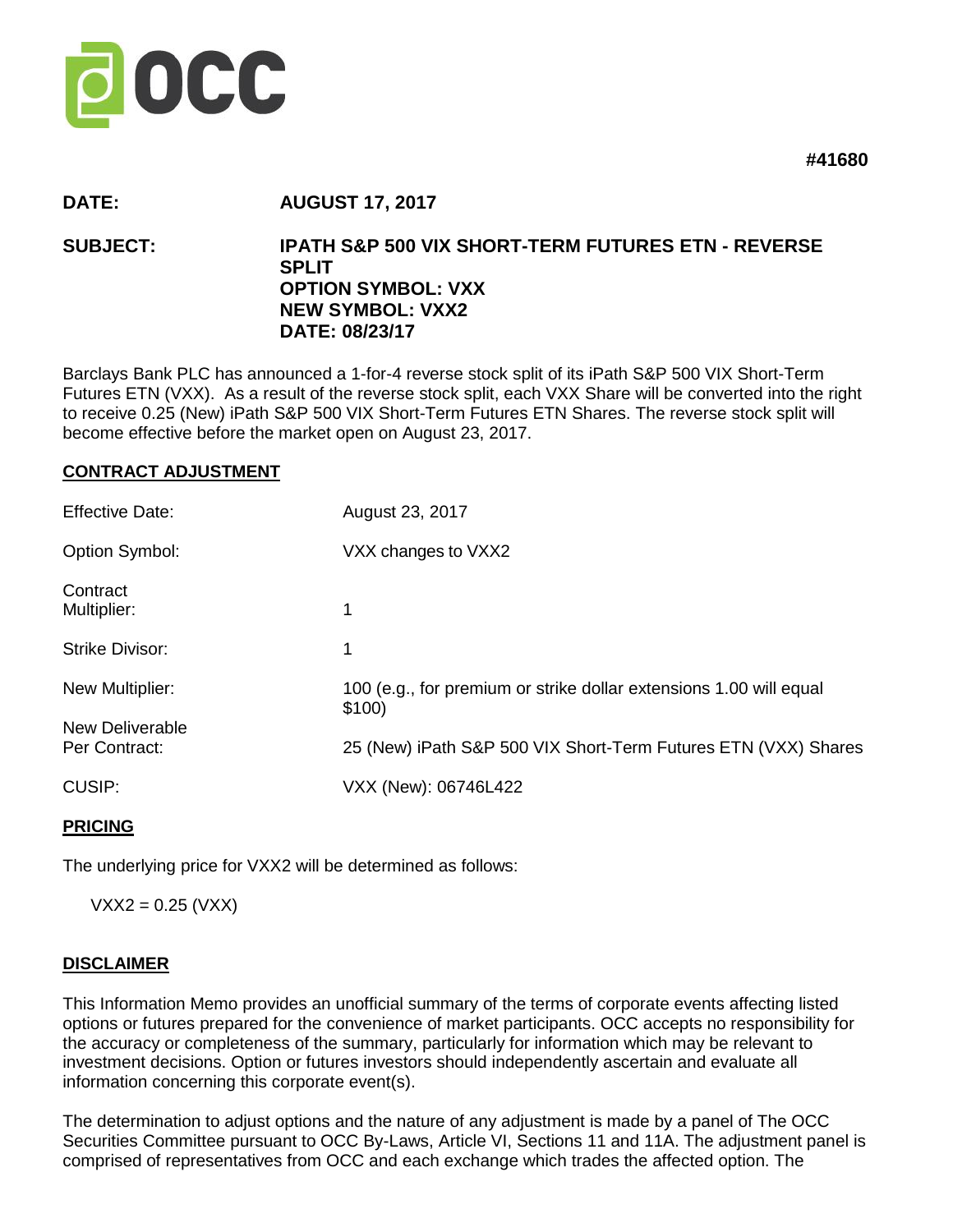OCC

**#41680**

| | |
|---|---|
| **DATE:** | **AUGUST 17, 2017** |
| **SUBJECT:** | **IPATH S&P 500 VIX SHORT-TERM FUTURES ETN - REVERSE SPLIT**<br>**OPTION SYMBOL: VXX**<br>**NEW SYMBOL: VXX2**<br>**DATE: 08/23/17** |

Barclays Bank PLC has announced a 1-for-4 reverse stock split of its iPath S&P 500 VIX Short-Term Futures ETN (VXX). As a result of the reverse stock split, each VXX Share will be converted into the right to receive 0.25 (New) iPath S&P 500 VIX Short-Term Futures ETN Shares. The reverse stock split will become effective before the market open on August 23, 2017.

## CONTRACT ADJUSTMENT

| | |
|---|---|
| Effective Date: | August 23, 2017 |
| Option Symbol: | VXX changes to VXX2 |
| Contract Multiplier: | 1 |
| Strike Divisor: | 1 |
| New Multiplier: | 100 (e.g., for premium or strike dollar extensions 1.00 will equal $100) |
| New Deliverable Per Contract: | 25 (New) iPath S&P 500 VIX Short-Term Futures ETN (VXX) Shares |
| CUSIP: | VXX (New): 06746L422 |

## PRICING

The underlying price for VXX2 will be determined as follows:

VXX2 = 0.25 (VXX)

## DISCLAIMER

This Information Memo provides an unofficial summary of the terms of corporate events affecting listed options or futures prepared for the convenience of market participants. OCC accepts no responsibility for the accuracy or completeness of the summary, particularly for information which may be relevant to investment decisions. Option or futures investors should independently ascertain and evaluate all information concerning this corporate event(s).

The determination to adjust options and the nature of any adjustment is made by a panel of The OCC Securities Committee pursuant to OCC By-Laws, Article VI, Sections 11 and 11A. The adjustment panel is comprised of representatives from OCC and each exchange which trades the affected option. The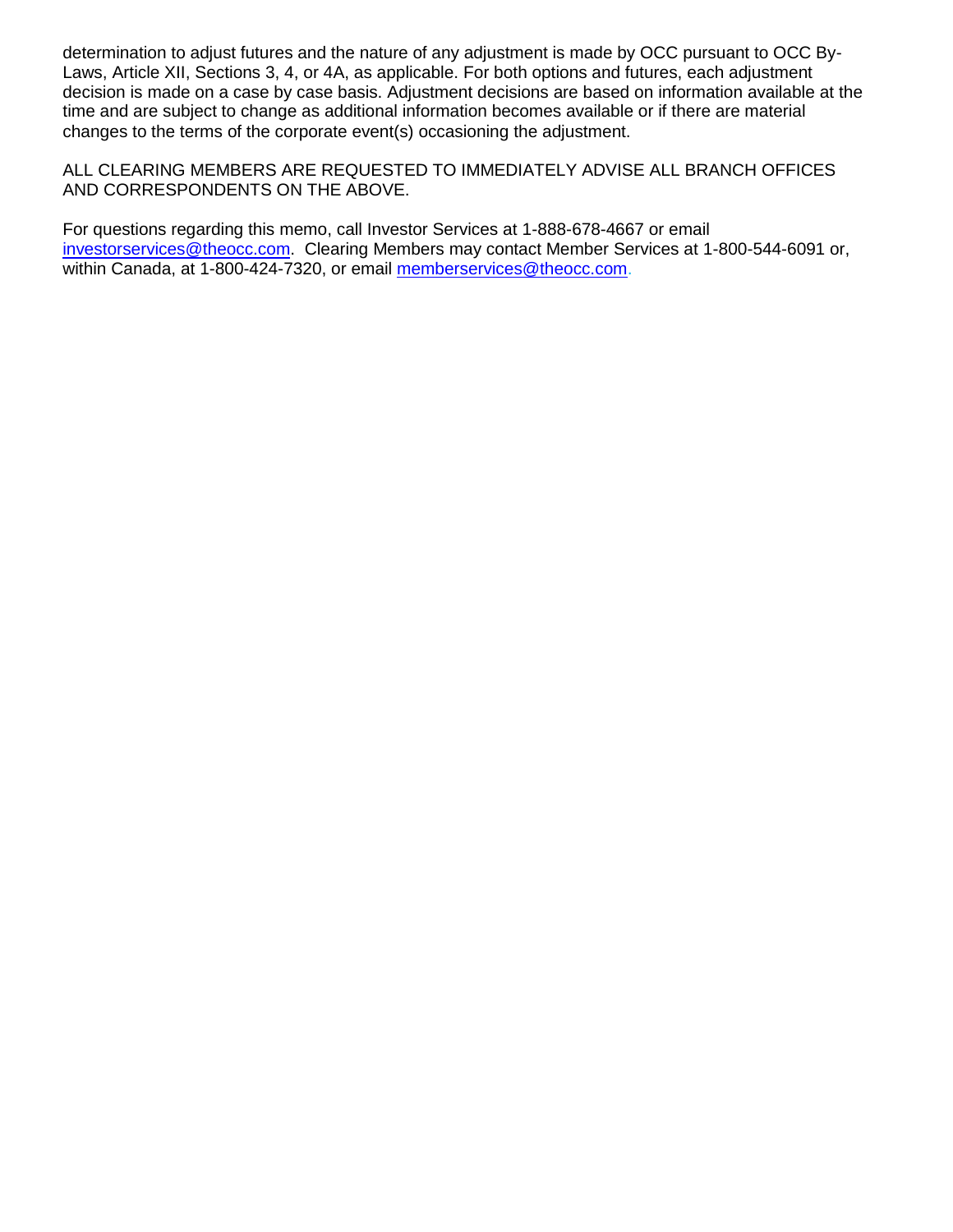determination to adjust futures and the nature of any adjustment is made by OCC pursuant to OCC By-Laws, Article XII, Sections 3, 4, or 4A, as applicable. For both options and futures, each adjustment decision is made on a case by case basis. Adjustment decisions are based on information available at the time and are subject to change as additional information becomes available or if there are material changes to the terms of the corporate event(s) occasioning the adjustment.

ALL CLEARING MEMBERS ARE REQUESTED TO IMMEDIATELY ADVISE ALL BRANCH OFFICES AND CORRESPONDENTS ON THE ABOVE.

For questions regarding this memo, call Investor Services at 1-888-678-4667 or email investorservices@theocc.com. Clearing Members may contact Member Services at 1-800-544-6091 or, within Canada, at 1-800-424-7320, or email memberservices@theocc.com.